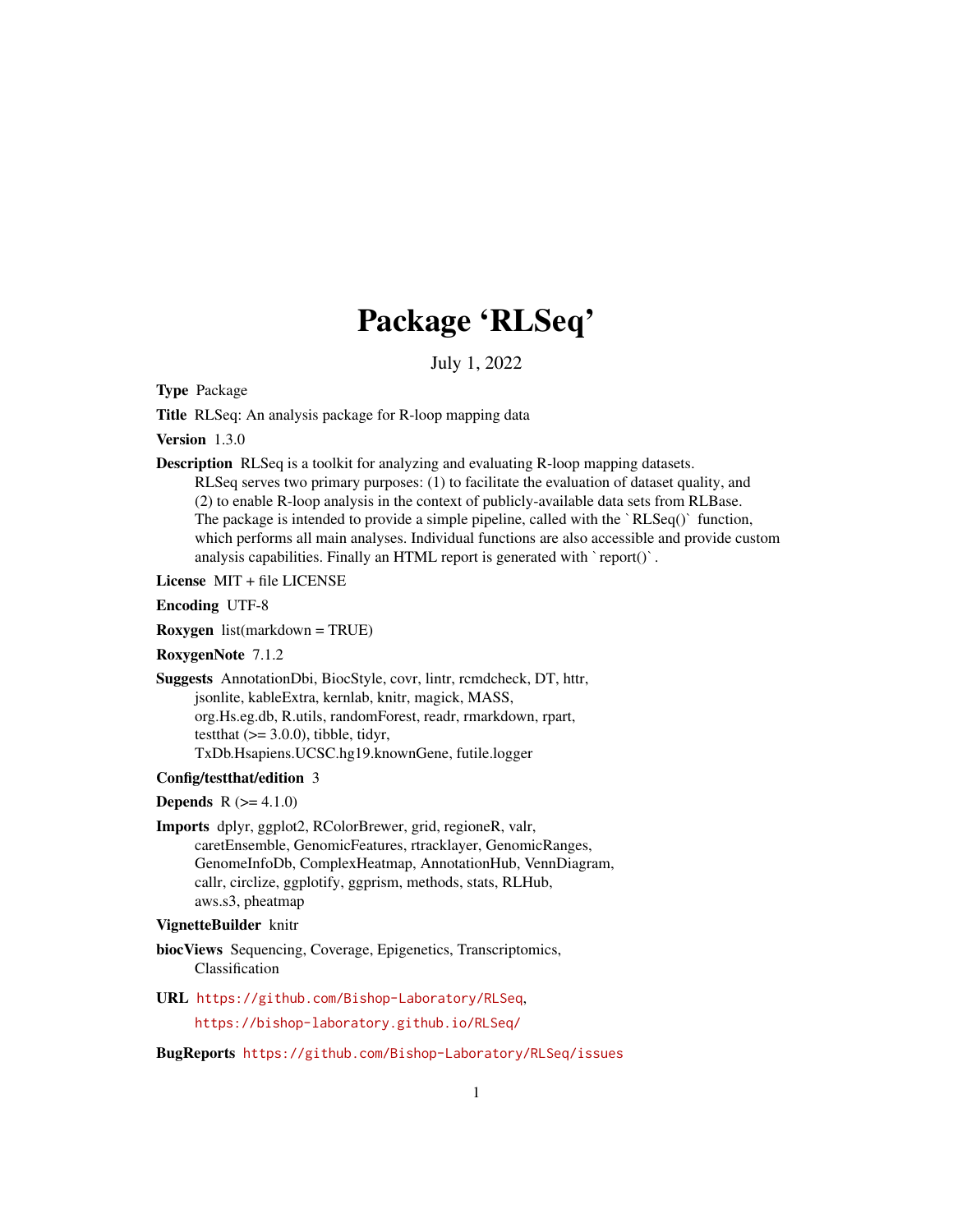# Package 'RLSeq'

July 1, 2022

**Type** Package

**Title** RLSeq: An analysis package for R-loop mapping data

**Version** 1.3.0

**Description** RLSeq is a toolkit for analyzing and evaluating R-loop mapping datasets. RLSeq serves two primary purposes: (1) to facilitate the evaluation of dataset quality, and (2) to enable R-loop analysis in the context of publicly-available data sets from RLBase. The package is intended to provide a simple pipeline, called with the `RLSeq()` function, which performs all main analyses. Individual functions are also accessible and provide custom analysis capabilities. Finally an HTML report is generated with `report()`.

**License** MIT + file LICENSE

**Encoding** UTF-8

**Roxygen** list(markdown = TRUE)

**RoxygenNote** 7.1.2

**Suggests** AnnotationDbi, BiocStyle, covr, lintr, rcmdcheck, DT, httr, jsonlite, kableExtra, kernlab, knitr, magick, MASS, org.Hs.eg.db, R.utils, randomForest, readr, rmarkdown, rpart, testthat (>= 3.0.0), tibble, tidyr, TxDb.Hsapiens.UCSC.hg19.knownGene, futile.logger

**Config/testthat/edition** 3

**Depends** R (>= 4.1.0)

**Imports** dplyr, ggplot2, RColorBrewer, grid, regioneR, valr, caretEnsemble, GenomicFeatures, rtracklayer, GenomicRanges, GenomeInfoDb, ComplexHeatmap, AnnotationHub, VennDiagram, callr, circlize, ggplotify, ggprism, methods, stats, RLHub, aws.s3, pheatmap

**VignetteBuilder** knitr

**biocViews** Sequencing, Coverage, Epigenetics, Transcriptomics, Classification

**URL** https://github.com/Bishop-Laboratory/RLSeq, https://bishop-laboratory.github.io/RLSeq/

**BugReports** https://github.com/Bishop-Laboratory/RLSeq/issues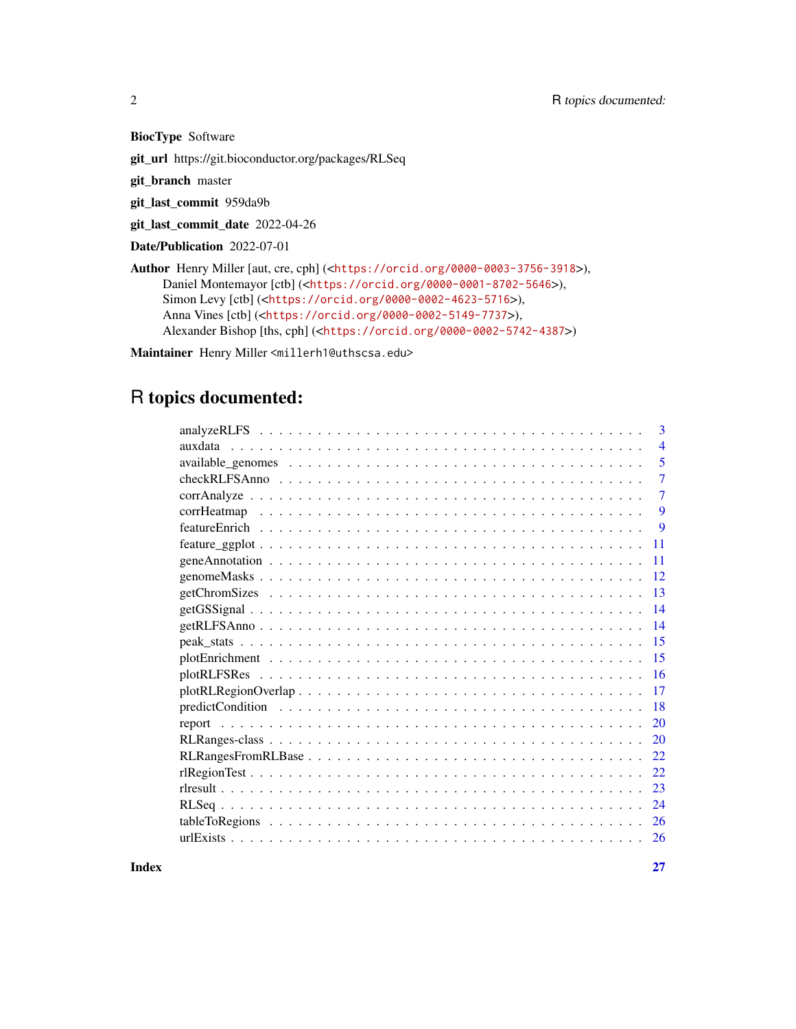**BiocType** Software

**git_url** https://git.bioconductor.org/packages/RLSeq

**git_branch** master

**git_last_commit** 959da9b

**git_last_commit_date** 2022-04-26

**Date/Publication** 2022-07-01

**Author** Henry Miller [aut, cre, cph] (<https://orcid.org/0000-0003-3756-3918>),
Daniel Montemayor [ctb] (<https://orcid.org/0000-0001-8702-5646>),
Simon Levy [ctb] (<https://orcid.org/0000-0002-4623-5716>),
Anna Vines [ctb] (<https://orcid.org/0000-0002-5149-7737>),
Alexander Bishop [ths, cph] (<https://orcid.org/0000-0002-5742-4387>)

**Maintainer** Henry Miller <millerh1@uthscsa.edu>

# R topics documented:

- analyzeRLFS . . . 3
- auxdata . . . 4
- available_genomes . . . 5
- checkRLFSAnno . . . 7
- corrAnalyze . . . 7
- corrHeatmap . . . 9
- featureEnrich . . . 9
- feature_ggplot . . . 11
- geneAnnotation . . . 11
- genomeMasks . . . 12
- getChromSizes . . . 13
- getGSSignal . . . 14
- getRLFSAnno . . . 14
- peak_stats . . . 15
- plotEnrichment . . . 15
- plotRLFSRes . . . 16
- plotRLRegionOverlap . . . 17
- predictCondition . . . 18
- report . . . 20
- RLRanges-class . . . 20
- RLRangesFromRLBase . . . 22
- rlRegionTest . . . 22
- rlresult . . . 23
- RLSeq . . . 24
- tableToRegions . . . 26
- urlExists . . . 26

**Index** **27**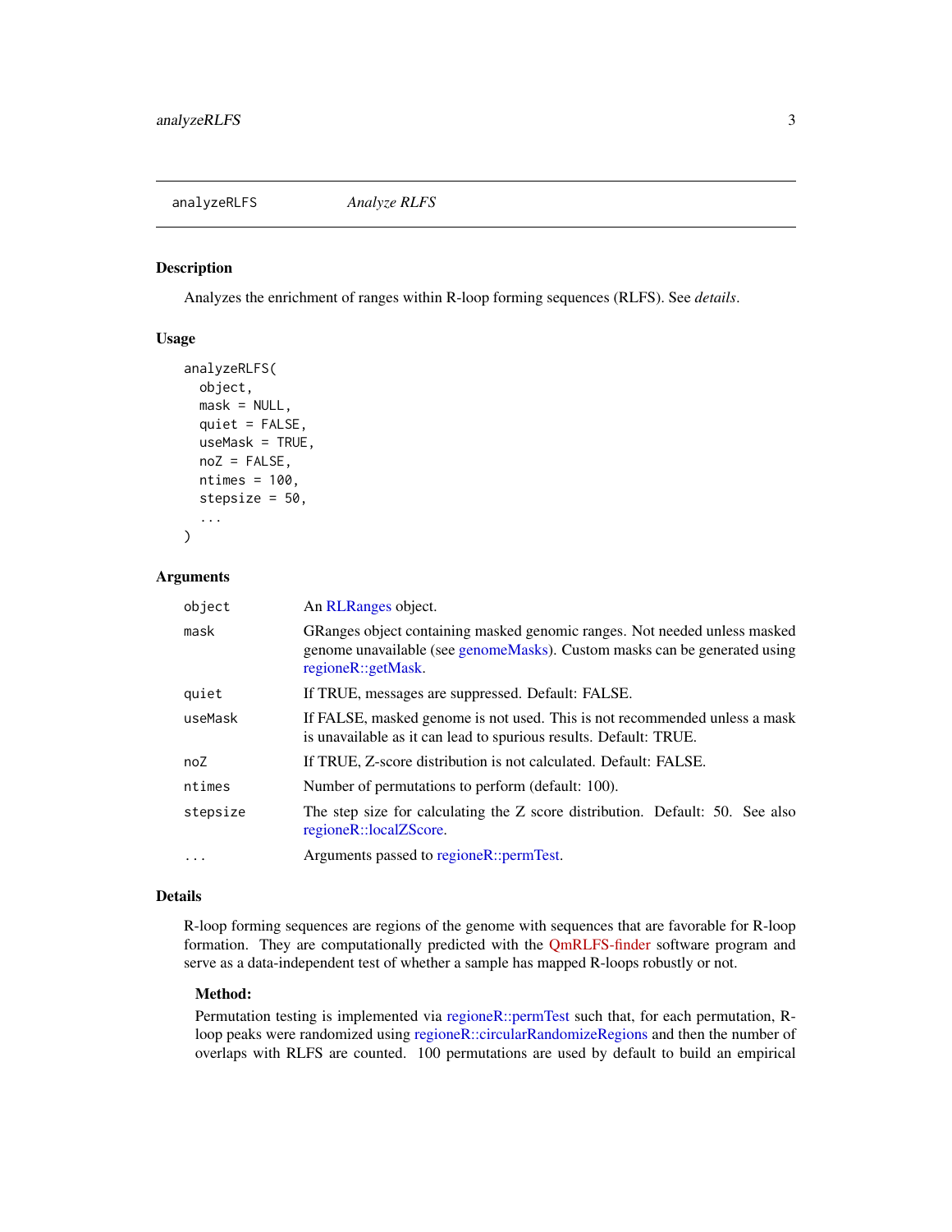# analyzeRLFS — *Analyze RLFS*

## Description

Analyzes the enrichment of ranges within R-loop forming sequences (RLFS). See *details*.

## Usage

```
analyzeRLFS(
  object,
  mask = NULL,
  quiet = FALSE,
  useMask = TRUE,
  noZ = FALSE,
  ntimes = 100,
  stepsize = 50,
  ...
)
```

## Arguments

| Argument | Description |
|---|---|
| `object` | An RLRanges object. |
| `mask` | GRanges object containing masked genomic ranges. Not needed unless masked genome unavailable (see genomeMasks). Custom masks can be generated using regioneR::getMask. |
| `quiet` | If TRUE, messages are suppressed. Default: FALSE. |
| `useMask` | If FALSE, masked genome is not used. This is not recommended unless a mask is unavailable as it can lead to spurious results. Default: TRUE. |
| `noZ` | If TRUE, Z-score distribution is not calculated. Default: FALSE. |
| `ntimes` | Number of permutations to perform (default: 100). |
| `stepsize` | The step size for calculating the Z score distribution. Default: 50. See also regioneR::localZScore. |
| `...` | Arguments passed to regioneR::permTest. |

## Details

R-loop forming sequences are regions of the genome with sequences that are favorable for R-loop formation. They are computationally predicted with the QmRLFS-finder software program and serve as a data-independent test of whether a sample has mapped R-loops robustly or not.

### Method:

Permutation testing is implemented via regioneR::permTest such that, for each permutation, R-loop peaks were randomized using regioneR::circularRandomizeRegions and then the number of overlaps with RLFS are counted. 100 permutations are used by default to build an empirical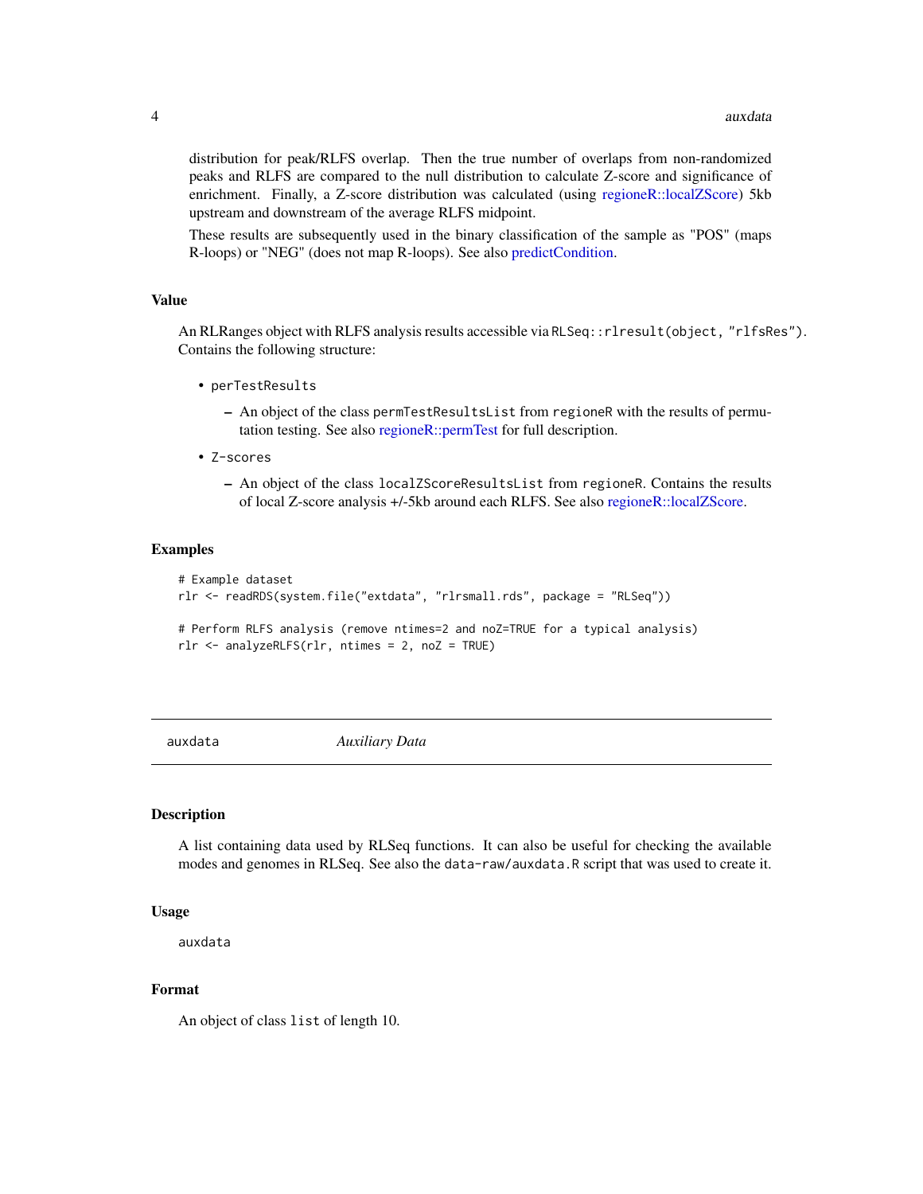distribution for peak/RLFS overlap. Then the true number of overlaps from non-randomized peaks and RLFS are compared to the null distribution to calculate Z-score and significance of enrichment. Finally, a Z-score distribution was calculated (using regioneR::localZScore) 5kb upstream and downstream of the average RLFS midpoint.

These results are subsequently used in the binary classification of the sample as "POS" (maps R-loops) or "NEG" (does not map R-loops). See also predictCondition.

### Value

An RLRanges object with RLFS analysis results accessible via `RLSeq::rlresult(object, "rlfsRes")`. Contains the following structure:

- `perTestResults`
  - An object of the class `permTestResultsList` from `regioneR` with the results of permutation testing. See also regioneR::permTest for full description.
- `Z-scores`
  - An object of the class `localZScoreResultsList` from `regioneR`. Contains the results of local Z-score analysis +/-5kb around each RLFS. See also regioneR::localZScore.

### Examples

```
# Example dataset
rlr <- readRDS(system.file("extdata", "rlrsmall.rds", package = "RLSeq"))

# Perform RLFS analysis (remove ntimes=2 and noZ=TRUE for a typical analysis)
rlr <- analyzeRLFS(rlr, ntimes = 2, noZ = TRUE)
```

---

## auxdata *Auxiliary Data*

### Description

A list containing data used by RLSeq functions. It can also be useful for checking the available modes and genomes in RLSeq. See also the `data-raw/auxdata.R` script that was used to create it.

### Usage

```
auxdata
```

### Format

An object of class `list` of length 10.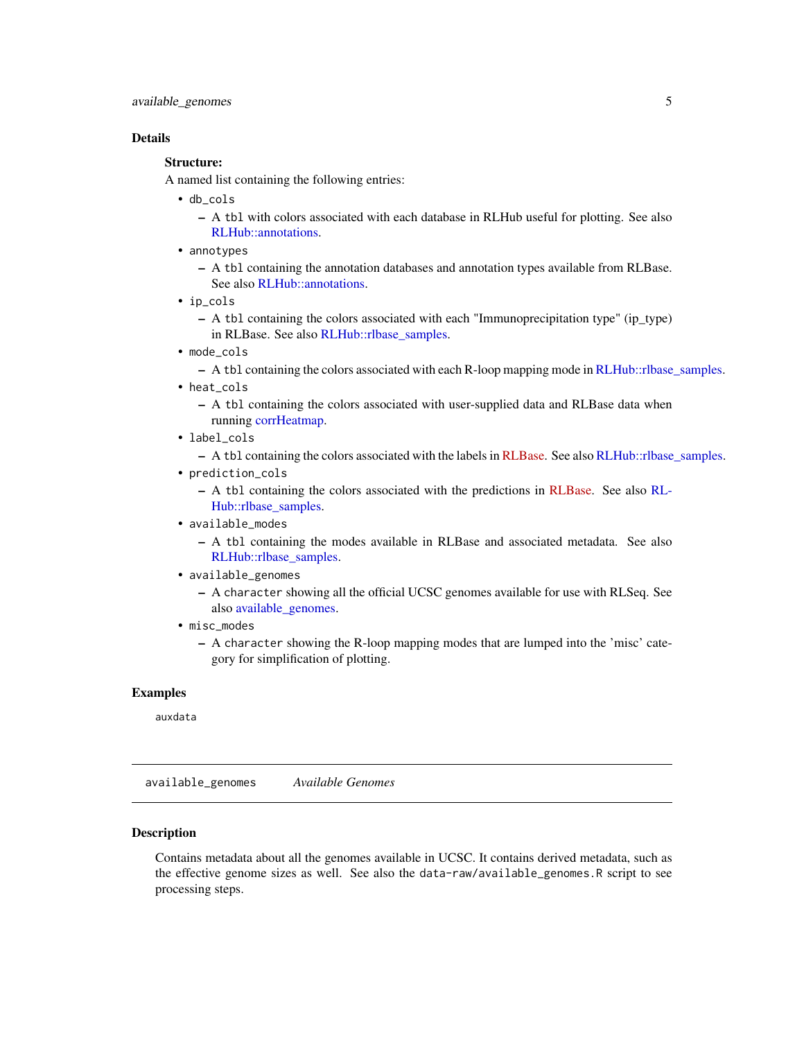## Details

**Structure:**

A named list containing the following entries:

- `db_cols`
  - A `tbl` with colors associated with each database in RLHub useful for plotting. See also RLHub::annotations.
- `annotypes`
  - A `tbl` containing the annotation databases and annotation types available from RLBase. See also RLHub::annotations.
- `ip_cols`
  - A `tbl` containing the colors associated with each "Immunoprecipitation type" (ip_type) in RLBase. See also RLHub::rlbase_samples.
- `mode_cols`
  - A `tbl` containing the colors associated with each R-loop mapping mode in RLHub::rlbase_samples.
- `heat_cols`
  - A `tbl` containing the colors associated with user-supplied data and RLBase data when running corrHeatmap.
- `label_cols`
  - A `tbl` containing the colors associated with the labels in RLBase. See also RLHub::rlbase_samples.
- `prediction_cols`
  - A `tbl` containing the colors associated with the predictions in RLBase. See also RLHub::rlbase_samples.
- `available_modes`
  - A `tbl` containing the modes available in RLBase and associated metadata. See also RLHub::rlbase_samples.
- `available_genomes`
  - A `character` showing all the official UCSC genomes available for use with RLSeq. See also available_genomes.
- `misc_modes`
  - A `character` showing the R-loop mapping modes that are lumped into the 'misc' category for simplification of plotting.

## Examples

```
auxdata
```

---

# `available_genomes` *Available Genomes*

---

## Description

Contains metadata about all the genomes available in UCSC. It contains derived metadata, such as the effective genome sizes as well. See also the `data-raw/available_genomes.R` script to see processing steps.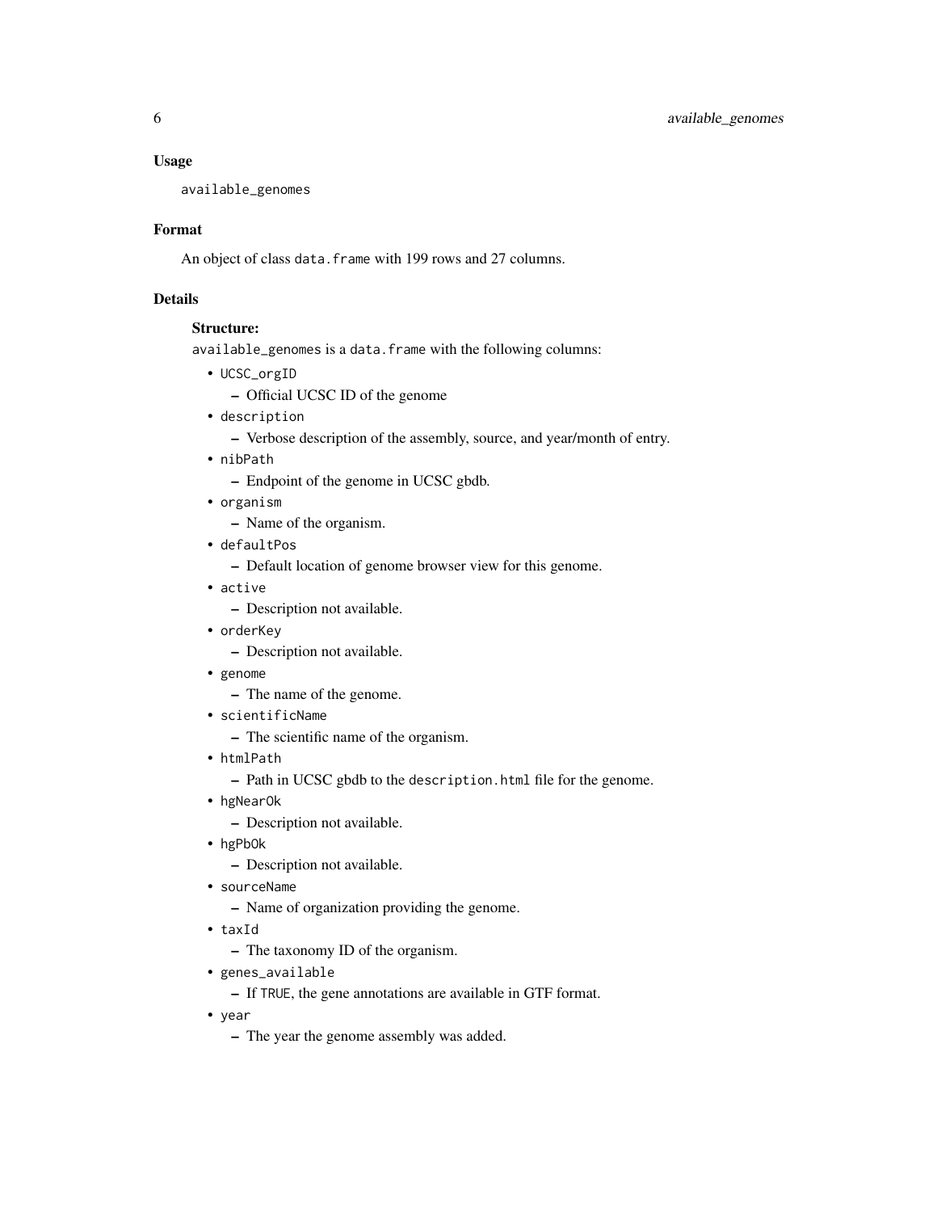## Usage

```
available_genomes
```

## Format

An object of class `data.frame` with 199 rows and 27 columns.

## Details

**Structure:**

`available_genomes` is a `data.frame` with the following columns:

- `UCSC_orgID`
  - Official UCSC ID of the genome
- `description`
  - Verbose description of the assembly, source, and year/month of entry.
- `nibPath`
  - Endpoint of the genome in UCSC gbdb.
- `organism`
  - Name of the organism.
- `defaultPos`
  - Default location of genome browser view for this genome.
- `active`
  - Description not available.
- `orderKey`
  - Description not available.
- `genome`
  - The name of the genome.
- `scientificName`
  - The scientific name of the organism.
- `htmlPath`
  - Path in UCSC gbdb to the `description.html` file for the genome.
- `hgNearOk`
  - Description not available.
- `hgPbOk`
  - Description not available.
- `sourceName`
  - Name of organization providing the genome.
- `taxId`
  - The taxonomy ID of the organism.
- `genes_available`
  - If `TRUE`, the gene annotations are available in GTF format.
- `year`
  - The year the genome assembly was added.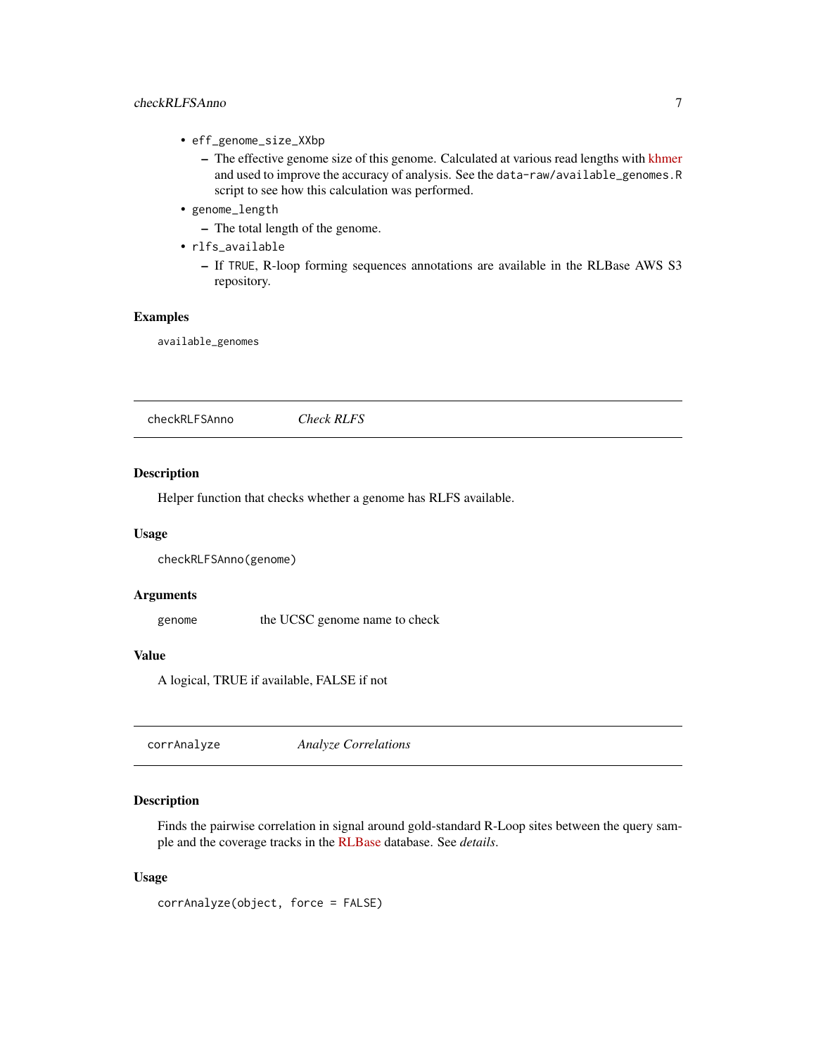- `eff_genome_size_XXbp`
  - The effective genome size of this genome. Calculated at various read lengths with khmer and used to improve the accuracy of analysis. See the `data-raw/available_genomes.R` script to see how this calculation was performed.
- `genome_length`
  - The total length of the genome.
- `rlfs_available`
  - If `TRUE`, R-loop forming sequences annotations are available in the RLBase AWS S3 repository.

### Examples

```
available_genomes
```

---

## checkRLFSAnno — *Check RLFS*

### Description

Helper function that checks whether a genome has RLFS available.

### Usage

```
checkRLFSAnno(genome)
```

### Arguments

| | |
|---|---|
| `genome` | the UCSC genome name to check |

### Value

A logical, TRUE if available, FALSE if not

---

## corrAnalyze — *Analyze Correlations*

### Description

Finds the pairwise correlation in signal around gold-standard R-Loop sites between the query sample and the coverage tracks in the RLBase database. See *details*.

### Usage

```
corrAnalyze(object, force = FALSE)
```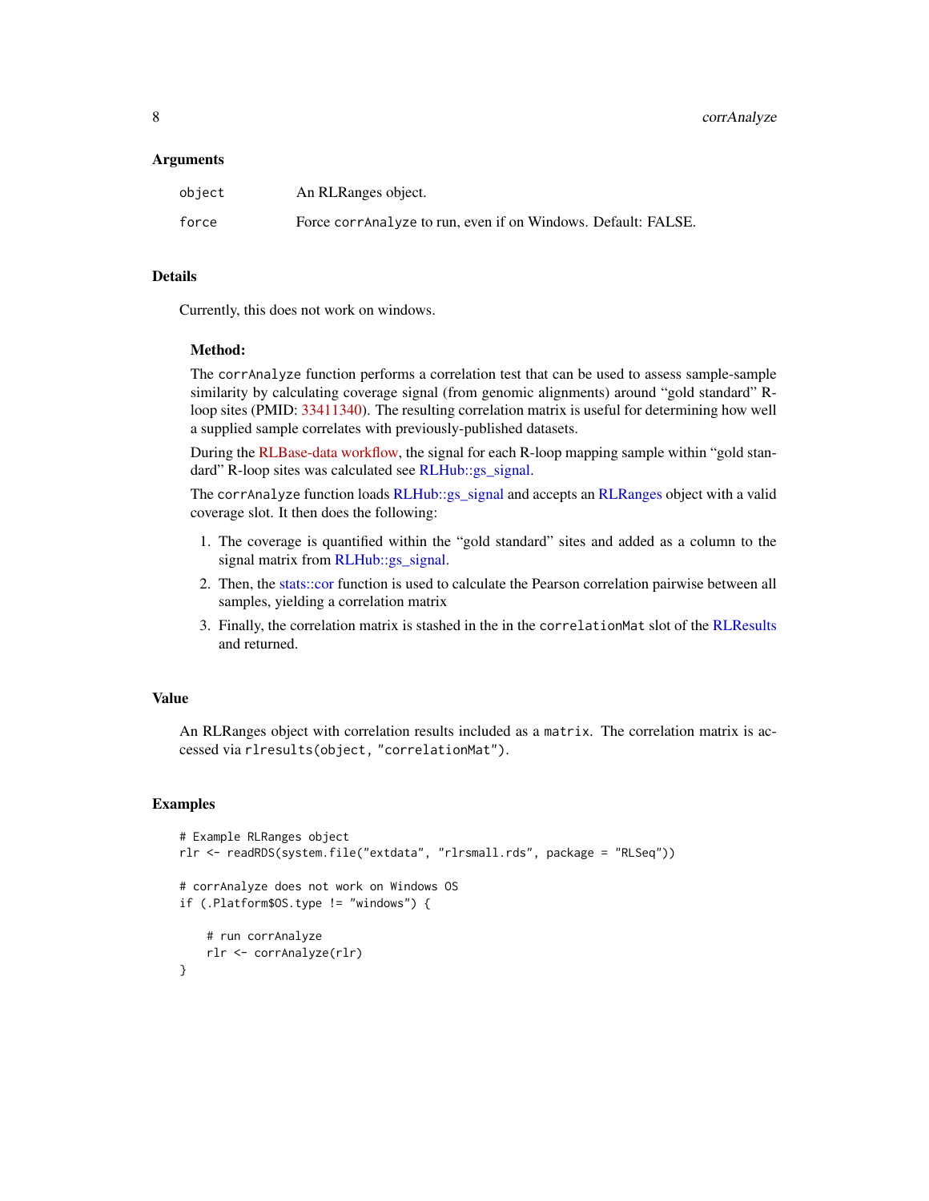## Arguments

| | |
|---|---|
| `object` | An RLRanges object. |
| `force` | Force `corrAnalyze` to run, even if on Windows. Default: FALSE. |

## Details

Currently, this does not work on windows.

### Method:

The `corrAnalyze` function performs a correlation test that can be used to assess sample-sample similarity by calculating coverage signal (from genomic alignments) around "gold standard" R-loop sites (PMID: 33411340). The resulting correlation matrix is useful for determining how well a supplied sample correlates with previously-published datasets.

During the RLBase-data workflow, the signal for each R-loop mapping sample within "gold standard" R-loop sites was calculated see RLHub::gs_signal.

The `corrAnalyze` function loads RLHub::gs_signal and accepts an RLRanges object with a valid coverage slot. It then does the following:

1. The coverage is quantified within the "gold standard" sites and added as a column to the signal matrix from RLHub::gs_signal.
2. Then, the stats::cor function is used to calculate the Pearson correlation pairwise between all samples, yielding a correlation matrix
3. Finally, the correlation matrix is stashed in the in the `correlationMat` slot of the RLResults and returned.

## Value

An RLRanges object with correlation results included as a `matrix`. The correlation matrix is accessed via `rlresults(object, "correlationMat")`.

## Examples

```
# Example RLRanges object
rlr <- readRDS(system.file("extdata", "rlrsmall.rds", package = "RLSeq"))

# corrAnalyze does not work on Windows OS
if (.Platform$OS.type != "windows") {

    # run corrAnalyze
    rlr <- corrAnalyze(rlr)
}
```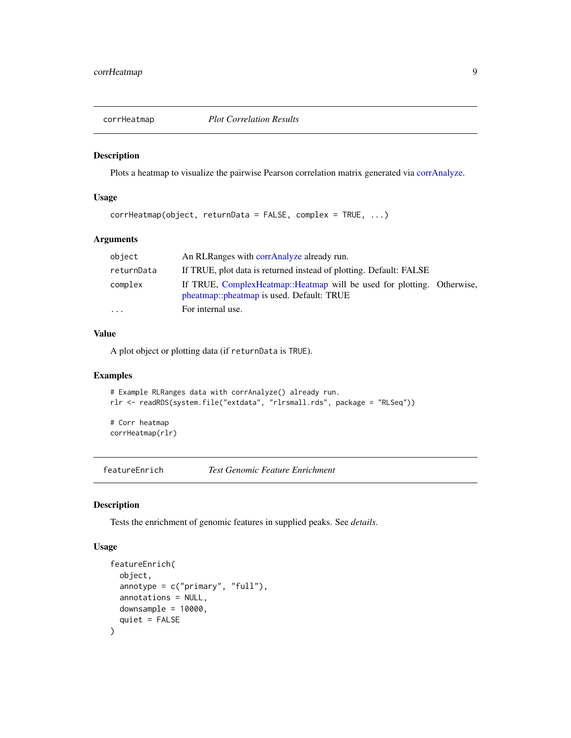## corrHeatmap *Plot Correlation Results*

### Description

Plots a heatmap to visualize the pairwise Pearson correlation matrix generated via corrAnalyze.

### Usage

```
corrHeatmap(object, returnData = FALSE, complex = TRUE, ...)
```

### Arguments

| | |
|---|---|
| `object` | An RLRanges with corrAnalyze already run. |
| `returnData` | If TRUE, plot data is returned instead of plotting. Default: FALSE |
| `complex` | If TRUE, ComplexHeatmap::Heatmap will be used for plotting. Otherwise, pheatmap::pheatmap is used. Default: TRUE |
| `...` | For internal use. |

### Value

A plot object or plotting data (if `returnData` is `TRUE`).

### Examples

```
# Example RLRanges data with corrAnalyze() already run.
rlr <- readRDS(system.file("extdata", "rlrsmall.rds", package = "RLSeq"))

# Corr heatmap
corrHeatmap(rlr)
```

## featureEnrich *Test Genomic Feature Enrichment*

### Description

Tests the enrichment of genomic features in supplied peaks. See *details*.

### Usage

```
featureEnrich(
  object,
  annotype = c("primary", "full"),
  annotations = NULL,
  downsample = 10000,
  quiet = FALSE
)
```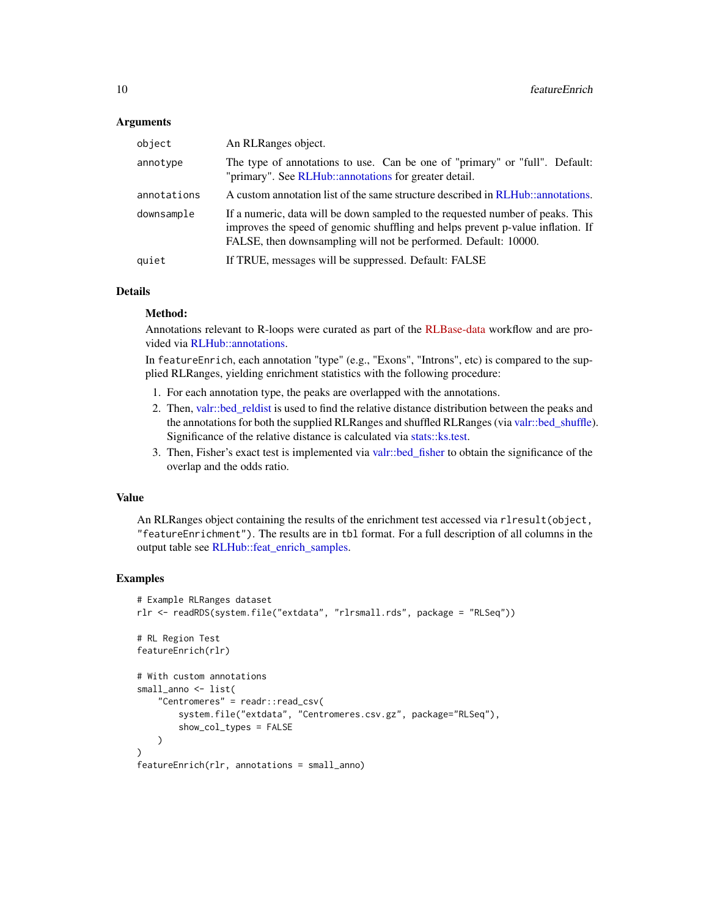### Arguments

| | |
|---|---|
| `object` | An RLRanges object. |
| `annotype` | The type of annotations to use. Can be one of "primary" or "full". Default: "primary". See RLHub::annotations for greater detail. |
| `annotations` | A custom annotation list of the same structure described in RLHub::annotations. |
| `downsample` | If a numeric, data will be down sampled to the requested number of peaks. This improves the speed of genomic shuffling and helps prevent p-value inflation. If FALSE, then downsampling will not be performed. Default: 10000. |
| `quiet` | If TRUE, messages will be suppressed. Default: FALSE |

### Details

**Method:**

Annotations relevant to R-loops were curated as part of the RLBase-data workflow and are provided via RLHub::annotations.

In `featureEnrich`, each annotation "type" (e.g., "Exons", "Introns", etc) is compared to the supplied RLRanges, yielding enrichment statistics with the following procedure:

1. For each annotation type, the peaks are overlapped with the annotations.
2. Then, valr::bed_reldist is used to find the relative distance distribution between the peaks and the annotations for both the supplied RLRanges and shuffled RLRanges (via valr::bed_shuffle). Significance of the relative distance is calculated via stats::ks.test.
3. Then, Fisher's exact test is implemented via valr::bed_fisher to obtain the significance of the overlap and the odds ratio.

### Value

An RLRanges object containing the results of the enrichment test accessed via `rlresult(object, "featureEnrichment")`. The results are in `tbl` format. For a full description of all columns in the output table see RLHub::feat_enrich_samples.

### Examples

```
# Example RLRanges dataset
rlr <- readRDS(system.file("extdata", "rlrsmall.rds", package = "RLSeq"))

# RL Region Test
featureEnrich(rlr)

# With custom annotations
small_anno <- list(
    "Centromeres" = readr::read_csv(
        system.file("extdata", "Centromeres.csv.gz", package="RLSeq"),
        show_col_types = FALSE
    )
)
featureEnrich(rlr, annotations = small_anno)
```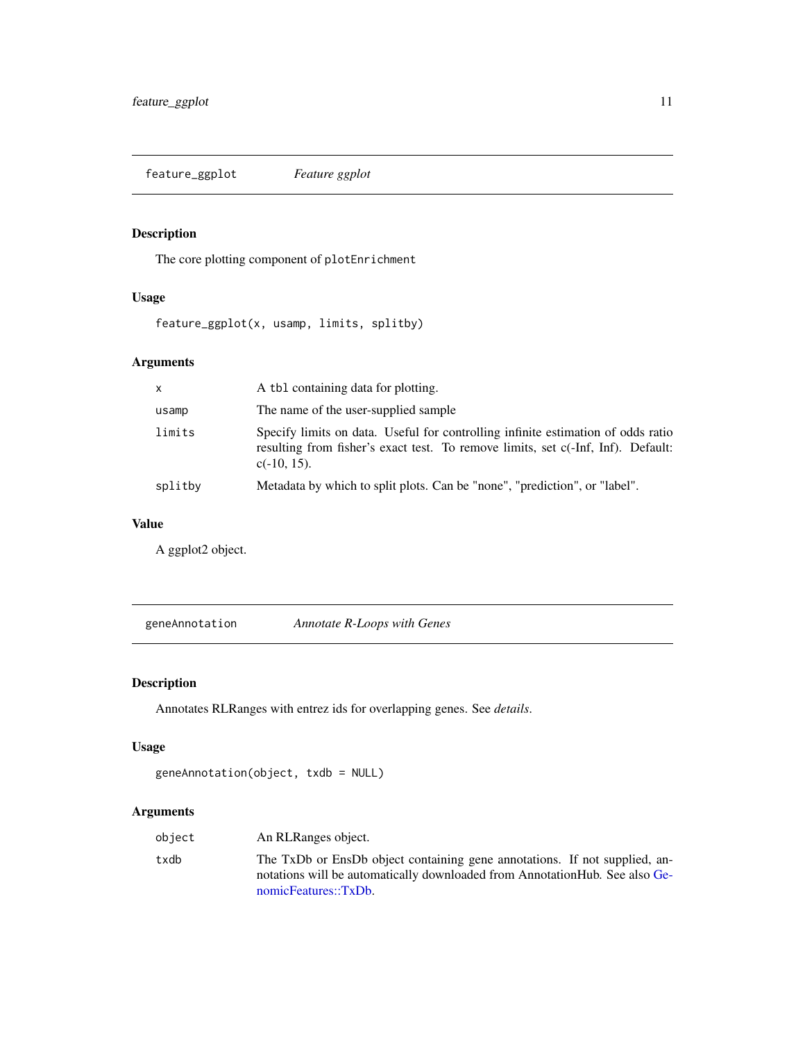## feature_ggplot    *Feature ggplot*

### Description

The core plotting component of `plotEnrichment`

### Usage

```
feature_ggplot(x, usamp, limits, splitby)
```

### Arguments

| | |
|---|---|
| `x` | A `tbl` containing data for plotting. |
| `usamp` | The name of the user-supplied sample |
| `limits` | Specify limits on data. Useful for controlling infinite estimation of odds ratio resulting from fisher's exact test. To remove limits, set c(-Inf, Inf). Default: c(-10, 15). |
| `splitby` | Metadata by which to split plots. Can be "none", "prediction", or "label". |

### Value

A ggplot2 object.

## geneAnnotation    *Annotate R-Loops with Genes*

### Description

Annotates RLRanges with entrez ids for overlapping genes. See *details*.

### Usage

```
geneAnnotation(object, txdb = NULL)
```

### Arguments

| | |
|---|---|
| `object` | An RLRanges object. |
| `txdb` | The TxDb or EnsDb object containing gene annotations. If not supplied, annotations will be automatically downloaded from AnnotationHub. See also GenomicFeatures::TxDb. |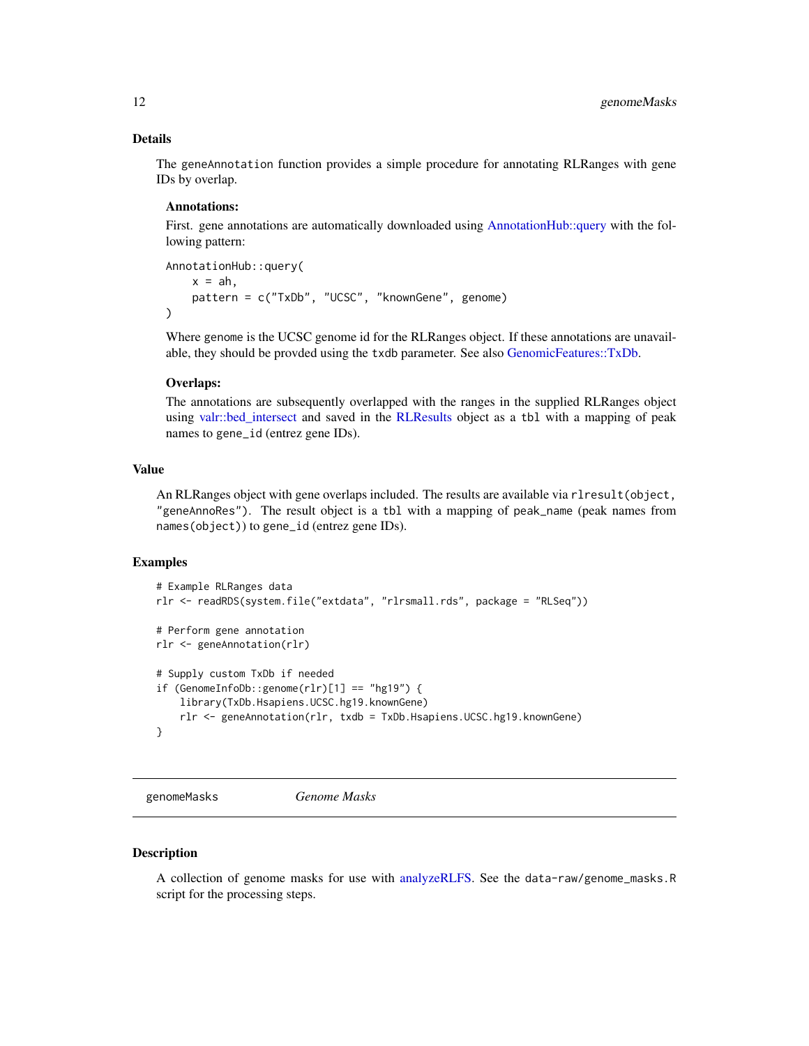### Details

The `geneAnnotation` function provides a simple procedure for annotating RLRanges with gene IDs by overlap.

**Annotations:**

First. gene annotations are automatically downloaded using AnnotationHub::query with the following pattern:

```
AnnotationHub::query(
    x = ah,
    pattern = c("TxDb", "UCSC", "knownGene", genome)
)
```

Where `genome` is the UCSC genome id for the RLRanges object. If these annotations are unavailable, they should be provded using the `txdb` parameter. See also GenomicFeatures::TxDb.

**Overlaps:**

The annotations are subsequently overlapped with the ranges in the supplied RLRanges object using valr::bed_intersect and saved in the RLResults object as a `tbl` with a mapping of peak names to `gene_id` (entrez gene IDs).

### Value

An RLRanges object with gene overlaps included. The results are available via `rlresult(object, "geneAnnoRes")`. The result object is a `tbl` with a mapping of `peak_name` (peak names from `names(object)`) to `gene_id` (entrez gene IDs).

### Examples

```
# Example RLRanges data
rlr <- readRDS(system.file("extdata", "rlrsmall.rds", package = "RLSeq"))

# Perform gene annotation
rlr <- geneAnnotation(rlr)

# Supply custom TxDb if needed
if (GenomeInfoDb::genome(rlr)[1] == "hg19") {
    library(TxDb.Hsapiens.UCSC.hg19.knownGene)
    rlr <- geneAnnotation(rlr, txdb = TxDb.Hsapiens.UCSC.hg19.knownGene)
}
```

---

## genomeMasks *Genome Masks*

### Description

A collection of genome masks for use with analyzeRLFS. See the `data-raw/genome_masks.R` script for the processing steps.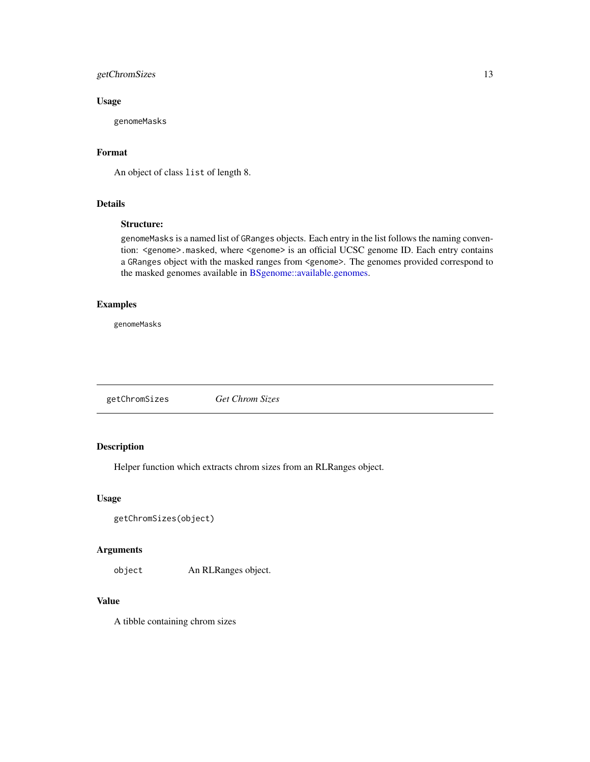### Usage

```
genomeMasks
```

### Format

An object of class `list` of length 8.

### Details

**Structure:**

genomeMasks is a named list of GRanges objects. Each entry in the list follows the naming convention: <genome>.masked, where <genome> is an official UCSC genome ID. Each entry contains a GRanges object with the masked ranges from <genome>. The genomes provided correspond to the masked genomes available in BSgenome::available.genomes.

### Examples

```
genomeMasks
```

---

## getChromSizes *Get Chrom Sizes*

---

### Description

Helper function which extracts chrom sizes from an RLRanges object.

### Usage

```
getChromSizes(object)
```

### Arguments

| | |
|---|---|
| object | An RLRanges object. |

### Value

A tibble containing chrom sizes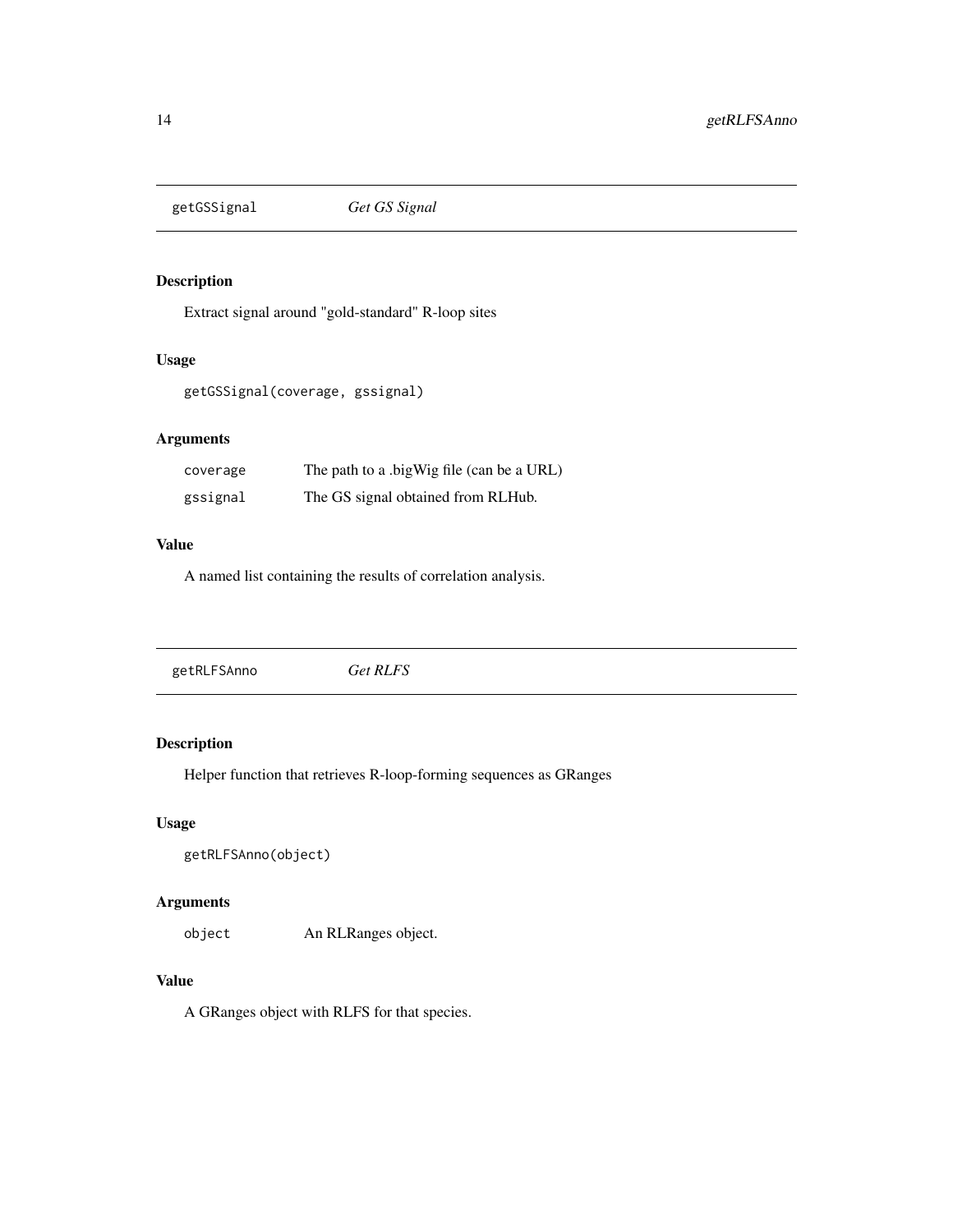## getGSSignal *Get GS Signal*

### Description

Extract signal around "gold-standard" R-loop sites

### Usage

```
getGSSignal(coverage, gssignal)
```

### Arguments

| | |
|---|---|
| `coverage` | The path to a .bigWig file (can be a URL) |
| `gssignal` | The GS signal obtained from RLHub. |

### Value

A named list containing the results of correlation analysis.

## getRLFSAnno *Get RLFS*

### Description

Helper function that retrieves R-loop-forming sequences as GRanges

### Usage

```
getRLFSAnno(object)
```

### Arguments

| | |
|---|---|
| `object` | An RLRanges object. |

### Value

A GRanges object with RLFS for that species.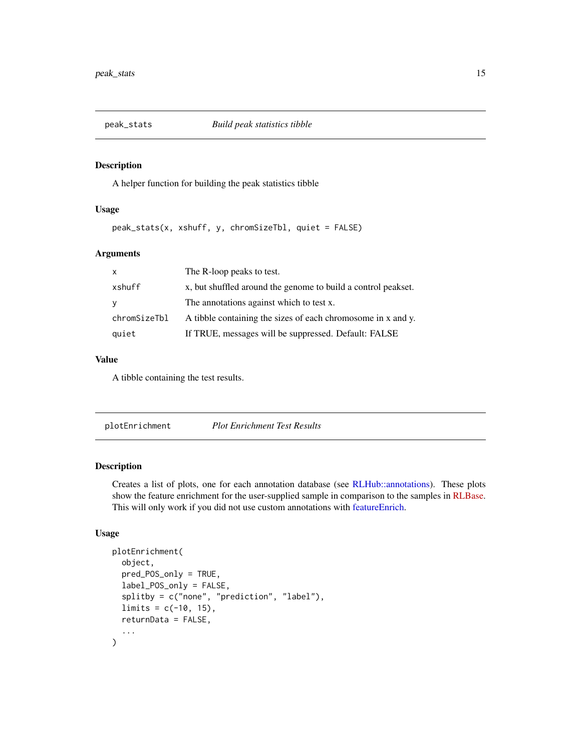## peak_stats — *Build peak statistics tibble*

### Description

A helper function for building the peak statistics tibble

### Usage

```
peak_stats(x, xshuff, y, chromSizeTbl, quiet = FALSE)
```

### Arguments

| | |
|---|---|
| x | The R-loop peaks to test. |
| xshuff | x, but shuffled around the genome to build a control peakset. |
| y | The annotations against which to test x. |
| chromSizeTbl | A tibble containing the sizes of each chromosome in x and y. |
| quiet | If TRUE, messages will be suppressed. Default: FALSE |

### Value

A tibble containing the test results.

## plotEnrichment — *Plot Enrichment Test Results*

### Description

Creates a list of plots, one for each annotation database (see RLHub::annotations). These plots show the feature enrichment for the user-supplied sample in comparison to the samples in RLBase. This will only work if you did not use custom annotations with featureEnrich.

### Usage

```
plotEnrichment(
  object,
  pred_POS_only = TRUE,
  label_POS_only = FALSE,
  splitby = c("none", "prediction", "label"),
  limits = c(-10, 15),
  returnData = FALSE,
  ...
)
```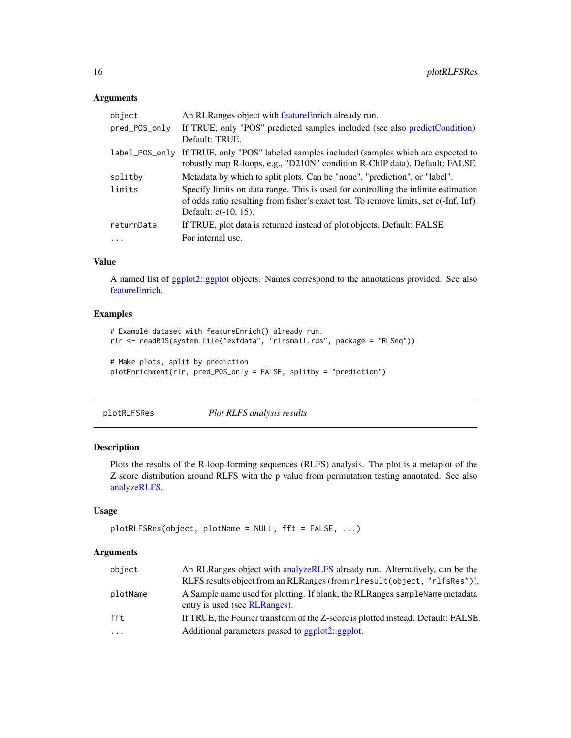### Arguments

| | |
|---|---|
| `object` | An RLRanges object with featureEnrich already run. |
| `pred_POS_only` | If TRUE, only "POS" predicted samples included (see also predictCondition). Default: TRUE. |
| `label_POS_only` | If TRUE, only "POS" labeled samples included (samples which are expected to robustly map R-loops, e.g., "D210N" condition R-ChIP data). Default: FALSE. |
| `splitby` | Metadata by which to split plots. Can be "none", "prediction", or "label". |
| `limits` | Specify limits on data range. This is used for controlling the infinite estimation of odds ratio resulting from fisher's exact test. To remove limits, set c(-Inf, Inf). Default: c(-10, 15). |
| `returnData` | If TRUE, plot data is returned instead of plot objects. Default: FALSE |
| `...` | For internal use. |

### Value

A named list of ggplot2::ggplot objects. Names correspond to the annotations provided. See also featureEnrich.

### Examples

```
# Example dataset with featureEnrich() already run.
rlr <- readRDS(system.file("extdata", "rlrsmall.rds", package = "RLSeq"))

# Make plots, split by prediction
plotEnrichment(rlr, pred_POS_only = FALSE, splitby = "prediction")
```

---

## plotRLFSRes *Plot RLFS analysis results*

### Description

Plots the results of the R-loop-forming sequences (RLFS) analysis. The plot is a metaplot of the Z score distribution around RLFS with the p value from permutation testing annotated. See also analyzeRLFS.

### Usage

```
plotRLFSRes(object, plotName = NULL, fft = FALSE, ...)
```

### Arguments

| | |
|---|---|
| `object` | An RLRanges object with analyzeRLFS already run. Alternatively, can be the RLFS results object from an RLRanges (from `rlresult(object, "rlfsRes")`). |
| `plotName` | A Sample name used for plotting. If blank, the RLRanges `sampleName` metadata entry is used (see RLRanges). |
| `fft` | If TRUE, the Fourier transform of the Z-score is plotted instead. Default: FALSE. |
| `...` | Additional parameters passed to ggplot2::ggplot. |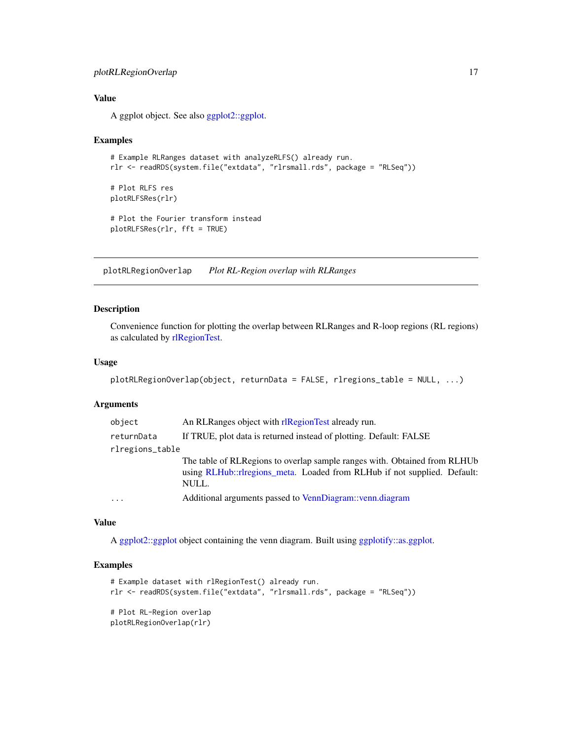### Value

A ggplot object. See also ggplot2::ggplot.

### Examples

```
# Example RLRanges dataset with analyzeRLFS() already run.
rlr <- readRDS(system.file("extdata", "rlrsmall.rds", package = "RLSeq"))

# Plot RLFS res
plotRLFSRes(rlr)

# Plot the Fourier transform instead
plotRLFSRes(rlr, fft = TRUE)
```

---

## plotRLRegionOverlap *Plot RL-Region overlap with RLRanges*

---

### Description

Convenience function for plotting the overlap between RLRanges and R-loop regions (RL regions) as calculated by rlRegionTest.

### Usage

```
plotRLRegionOverlap(object, returnData = FALSE, rlregions_table = NULL, ...)
```

### Arguments

| Argument | Description |
|---|---|
| `object` | An RLRanges object with rlRegionTest already run. |
| `returnData` | If TRUE, plot data is returned instead of plotting. Default: FALSE |
| `rlregions_table` | The table of RLRegions to overlap sample ranges with. Obtained from RLHUb using RLHub::rlregions_meta. Loaded from RLHub if not supplied. Default: NULL. |
| `...` | Additional arguments passed to VennDiagram::venn.diagram |

### Value

A ggplot2::ggplot object containing the venn diagram. Built using ggplotify::as.ggplot.

### Examples

```
# Example dataset with rlRegionTest() already run.
rlr <- readRDS(system.file("extdata", "rlrsmall.rds", package = "RLSeq"))

# Plot RL-Region overlap
plotRLRegionOverlap(rlr)
```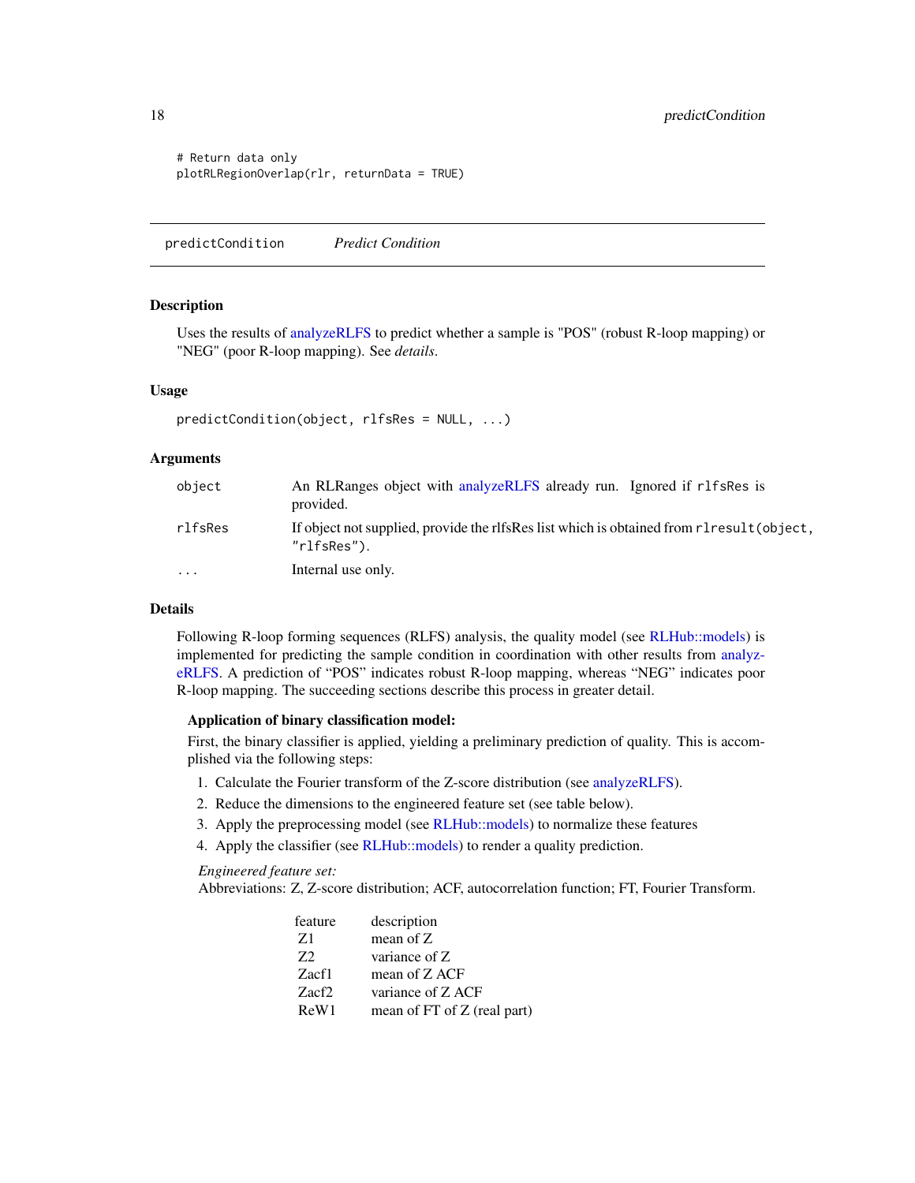```
# Return data only
plotRLRegionOverlap(rlr, returnData = TRUE)
```

## predictCondition *Predict Condition*

### Description

Uses the results of analyzeRLFS to predict whether a sample is "POS" (robust R-loop mapping) or "NEG" (poor R-loop mapping). See *details*.

### Usage

```
predictCondition(object, rlfsRes = NULL, ...)
```

### Arguments

| | |
|---|---|
| `object` | An RLRanges object with analyzeRLFS already run. Ignored if `rlfsRes` is provided. |
| `rlfsRes` | If object not supplied, provide the rlfsRes list which is obtained from `rlresult(object, "rlfsRes")`. |
| `...` | Internal use only. |

### Details

Following R-loop forming sequences (RLFS) analysis, the quality model (see RLHub::models) is implemented for predicting the sample condition in coordination with other results from analyzeRLFS. A prediction of "POS" indicates robust R-loop mapping, whereas "NEG" indicates poor R-loop mapping. The succeeding sections describe this process in greater detail.

**Application of binary classification model:**

First, the binary classifier is applied, yielding a preliminary prediction of quality. This is accomplished via the following steps:

1. Calculate the Fourier transform of the Z-score distribution (see analyzeRLFS).
2. Reduce the dimensions to the engineered feature set (see table below).
3. Apply the preprocessing model (see RLHub::models) to normalize these features
4. Apply the classifier (see RLHub::models) to render a quality prediction.

*Engineered feature set:*
Abbreviations: Z, Z-score distribution; ACF, autocorrelation function; FT, Fourier Transform.

| feature | description |
|---|---|
| Z1 | mean of Z |
| Z2 | variance of Z |
| Zacf1 | mean of Z ACF |
| Zacf2 | variance of Z ACF |
| ReW1 | mean of FT of Z (real part) |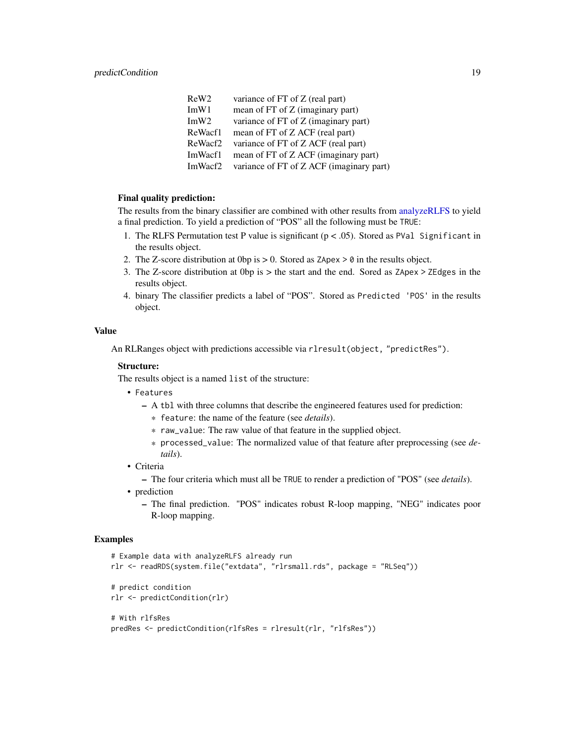| | |
|---|---|
| ReW2 | variance of FT of Z (real part) |
| ImW1 | mean of FT of Z (imaginary part) |
| ImW2 | variance of FT of Z (imaginary part) |
| ReWacf1 | mean of FT of Z ACF (real part) |
| ReWacf2 | variance of FT of Z ACF (real part) |
| ImWacf1 | mean of FT of Z ACF (imaginary part) |
| ImWacf2 | variance of FT of Z ACF (imaginary part) |

**Final quality prediction:**

The results from the binary classifier are combined with other results from analyzeRLFS to yield a final prediction. To yield a prediction of "POS" all the following must be TRUE:

1. The RLFS Permutation test P value is significant (p < .05). Stored as `PVal Significant` in the results object.
2. The Z-score distribution at 0bp is > 0. Stored as `ZApex > 0` in the results object.
3. The Z-score distribution at 0bp is > the start and the end. Sored as `ZApex > ZEdges` in the results object.
4. binary The classifier predicts a label of "POS". Stored as `Predicted 'POS'` in the results object.

## Value

An RLRanges object with predictions accessible via `rlresult(object, "predictRes")`.

**Structure:**

The results object is a named `list` of the structure:

- `Features`
  - A `tbl` with three columns that describe the engineered features used for prediction:
    - `feature`: the name of the feature (see *details*).
    - `raw_value`: The raw value of that feature in the supplied object.
    - `processed_value`: The normalized value of that feature after preprocessing (see *details*).
- Criteria
  - The four criteria which must all be `TRUE` to render a prediction of "POS" (see *details*).
- prediction
  - The final prediction. "POS" indicates robust R-loop mapping, "NEG" indicates poor R-loop mapping.

## Examples

```
# Example data with analyzeRLFS already run
rlr <- readRDS(system.file("extdata", "rlrsmall.rds", package = "RLSeq"))

# predict condition
rlr <- predictCondition(rlr)

# With rlfsRes
predRes <- predictCondition(rlfsRes = rlresult(rlr, "rlfsRes"))
```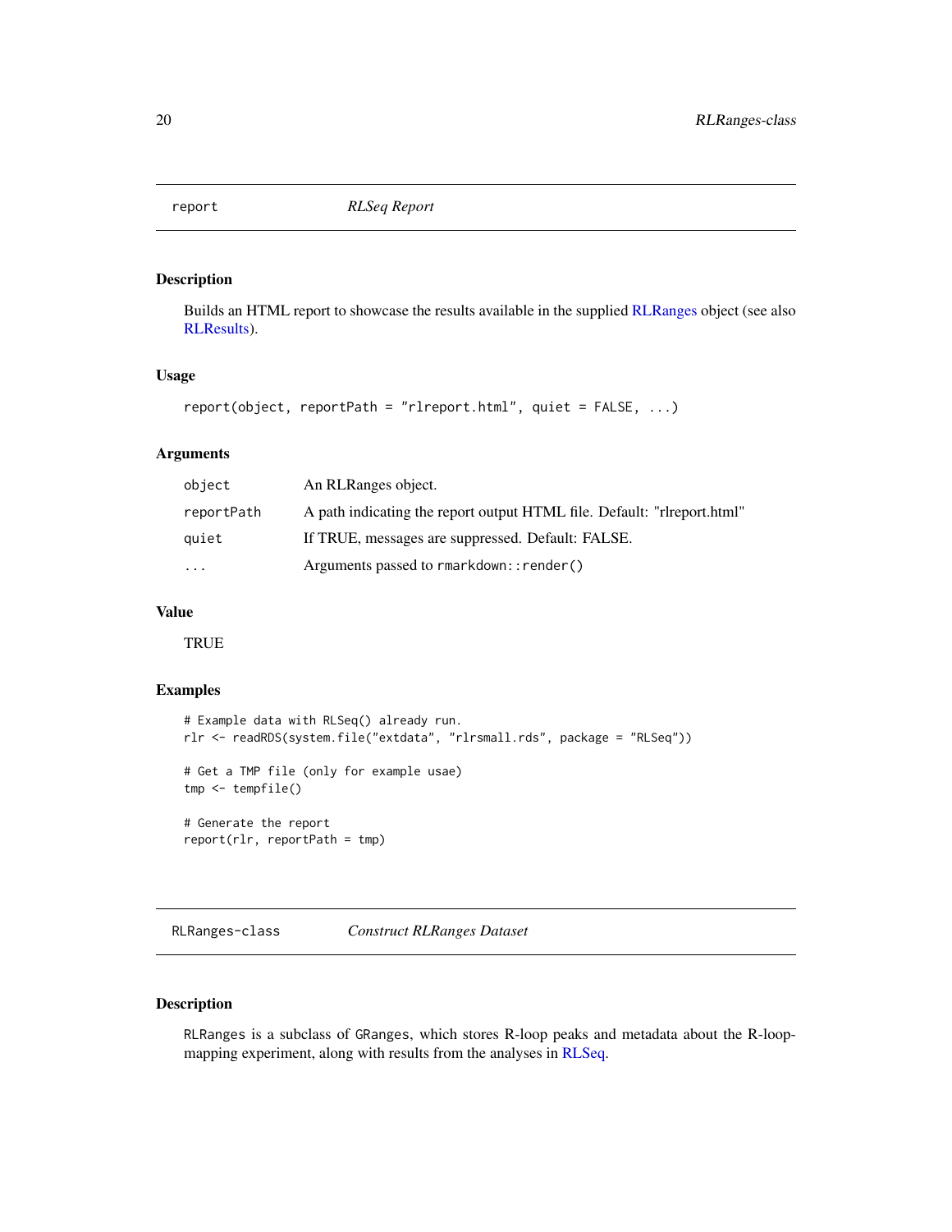## report — *RLSeq Report*

### Description

Builds an HTML report to showcase the results available in the supplied RLRanges object (see also RLResults).

### Usage

```
report(object, reportPath = "rlreport.html", quiet = FALSE, ...)
```

### Arguments

| | |
|---|---|
| `object` | An RLRanges object. |
| `reportPath` | A path indicating the report output HTML file. Default: "rlreport.html" |
| `quiet` | If TRUE, messages are suppressed. Default: FALSE. |
| `...` | Arguments passed to `rmarkdown::render()` |

### Value

TRUE

### Examples

```
# Example data with RLSeq() already run.
rlr <- readRDS(system.file("extdata", "rlrsmall.rds", package = "RLSeq"))

# Get a TMP file (only for example usae)
tmp <- tempfile()

# Generate the report
report(rlr, reportPath = tmp)
```

## RLRanges-class — *Construct RLRanges Dataset*

### Description

`RLRanges` is a subclass of `GRanges`, which stores R-loop peaks and metadata about the R-loop-mapping experiment, along with results from the analyses in RLSeq.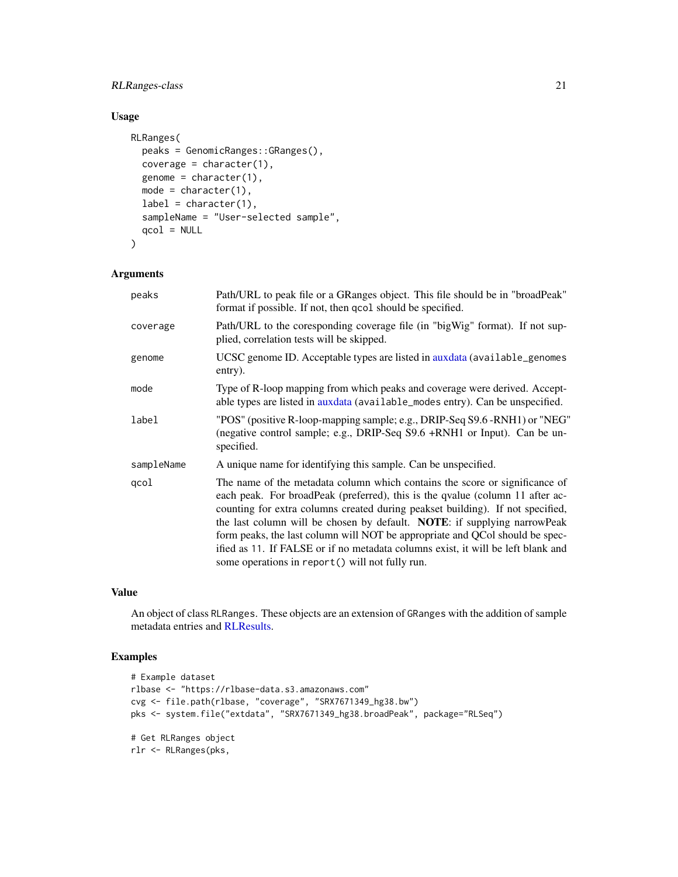## Usage

```
RLRanges(
  peaks = GenomicRanges::GRanges(),
  coverage = character(1),
  genome = character(1),
  mode = character(1),
  label = character(1),
  sampleName = "User-selected sample",
  qcol = NULL
)
```

## Arguments

| | |
|---|---|
| peaks | Path/URL to peak file or a GRanges object. This file should be in "broadPeak" format if possible. If not, then qcol should be specified. |
| coverage | Path/URL to the coresponding coverage file (in "bigWig" format). If not supplied, correlation tests will be skipped. |
| genome | UCSC genome ID. Acceptable types are listed in auxdata (available_genomes entry). |
| mode | Type of R-loop mapping from which peaks and coverage were derived. Acceptable types are listed in auxdata (available_modes entry). Can be unspecified. |
| label | "POS" (positive R-loop-mapping sample; e.g., DRIP-Seq S9.6 -RNH1) or "NEG" (negative control sample; e.g., DRIP-Seq S9.6 +RNH1 or Input). Can be unspecified. |
| sampleName | A unique name for identifying this sample. Can be unspecified. |
| qcol | The name of the metadata column which contains the score or significance of each peak. For broadPeak (preferred), this is the qvalue (column 11 after accounting for extra columns created during peakset building). If not specified, the last column will be chosen by default. **NOTE**: if supplying narrowPeak form peaks, the last column will NOT be appropriate and QCol should be specified as 11. If FALSE or if no metadata columns exist, it will be left blank and some operations in report() will not fully run. |

## Value

An object of class RLRanges. These objects are an extension of GRanges with the addition of sample metadata entries and RLResults.

## Examples

```
# Example dataset
rlbase <- "https://rlbase-data.s3.amazonaws.com"
cvg <- file.path(rlbase, "coverage", "SRX7671349_hg38.bw")
pks <- system.file("extdata", "SRX7671349_hg38.broadPeak", package="RLSeq")

# Get RLRanges object
rlr <- RLRanges(pks,
```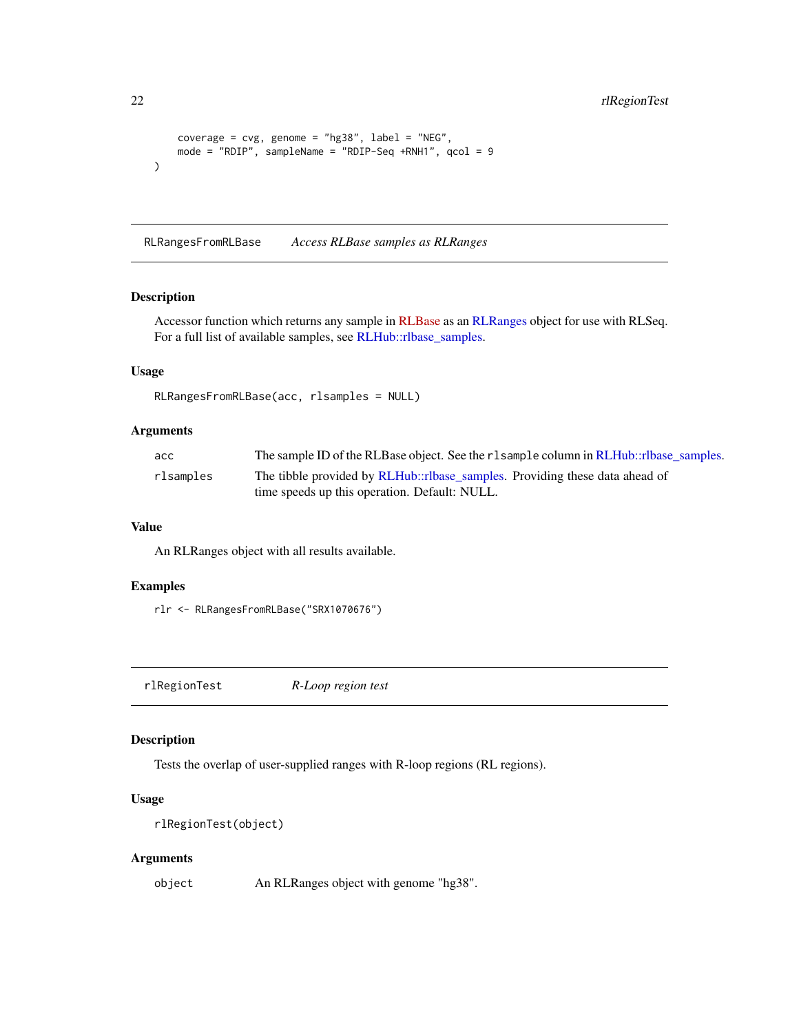```
    coverage = cvg, genome = "hg38", label = "NEG",
    mode = "RDIP", sampleName = "RDIP-Seq +RNH1", qcol = 9
)
```

## RLRangesFromRLBase — *Access RLBase samples as RLRanges*

### Description

Accessor function which returns any sample in RLBase as an RLRanges object for use with RLSeq. For a full list of available samples, see RLHub::rlbase_samples.

### Usage

```
RLRangesFromRLBase(acc, rlsamples = NULL)
```

### Arguments

| | |
|---|---|
| `acc` | The sample ID of the RLBase object. See the `rlsample` column in RLHub::rlbase_samples. |
| `rlsamples` | The tibble provided by RLHub::rlbase_samples. Providing these data ahead of time speeds up this operation. Default: NULL. |

### Value

An RLRanges object with all results available.

### Examples

```
rlr <- RLRangesFromRLBase("SRX1070676")
```

## rlRegionTest — *R-Loop region test*

### Description

Tests the overlap of user-supplied ranges with R-loop regions (RL regions).

### Usage

```
rlRegionTest(object)
```

### Arguments

| | |
|---|---|
| `object` | An RLRanges object with genome "hg38". |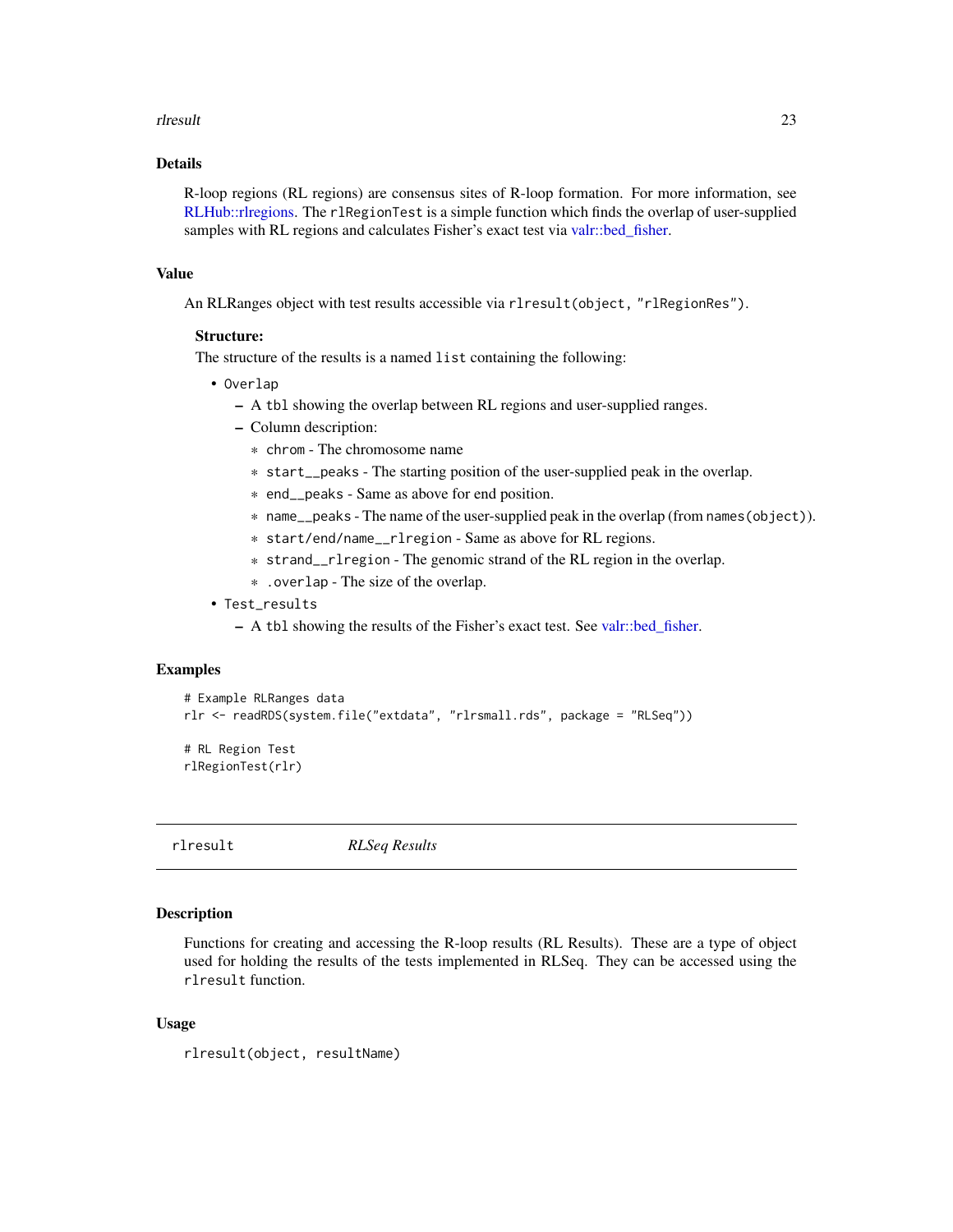### Details

R-loop regions (RL regions) are consensus sites of R-loop formation. For more information, see RLHub::rlregions. The `rlRegionTest` is a simple function which finds the overlap of user-supplied samples with RL regions and calculates Fisher's exact test via valr::bed_fisher.

### Value

An RLRanges object with test results accessible via `rlresult(object, "rlRegionRes")`.

**Structure:**

The structure of the results is a named `list` containing the following:

- `Overlap`
  - A `tbl` showing the overlap between RL regions and user-supplied ranges.
  - Column description:
    - `chrom` - The chromosome name
    - `start__peaks` - The starting position of the user-supplied peak in the overlap.
    - `end__peaks` - Same as above for end position.
    - `name__peaks` - The name of the user-supplied peak in the overlap (from `names(object)`).
    - `start/end/name__rlregion` - Same as above for RL regions.
    - `strand__rlregion` - The genomic strand of the RL region in the overlap.
    - `.overlap` - The size of the overlap.
- `Test_results`
  - A `tbl` showing the results of the Fisher's exact test. See valr::bed_fisher.

### Examples

```
# Example RLRanges data
rlr <- readRDS(system.file("extdata", "rlrsmall.rds", package = "RLSeq"))

# RL Region Test
rlRegionTest(rlr)
```

---

## rlresult *RLSeq Results*

### Description

Functions for creating and accessing the R-loop results (RL Results). These are a type of object used for holding the results of the tests implemented in RLSeq. They can be accessed using the `rlresult` function.

### Usage

```
rlresult(object, resultName)
```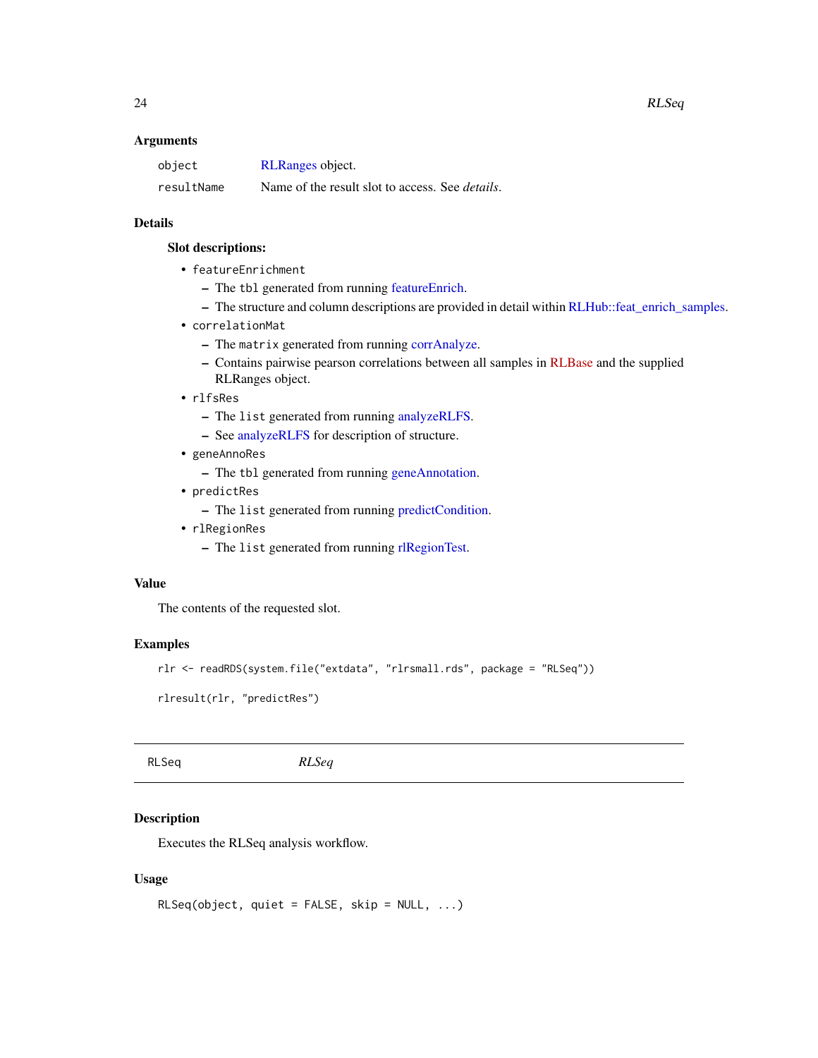## Arguments

| | |
|---|---|
| `object` | RLRanges object. |
| `resultName` | Name of the result slot to access. See *details*. |

## Details

**Slot descriptions:**

- `featureEnrichment`
  - The `tbl` generated from running featureEnrich.
  - The structure and column descriptions are provided in detail within RLHub::feat_enrich_samples.
- `correlationMat`
  - The `matrix` generated from running corrAnalyze.
  - Contains pairwise pearson correlations between all samples in RLBase and the supplied RLRanges object.
- `rlfsRes`
  - The `list` generated from running analyzeRLFS.
  - See analyzeRLFS for description of structure.
- `geneAnnoRes`
  - The `tbl` generated from running geneAnnotation.
- `predictRes`
  - The `list` generated from running predictCondition.
- `rlRegionRes`
  - The `list` generated from running rlRegionTest.

## Value

The contents of the requested slot.

## Examples

```
rlr <- readRDS(system.file("extdata", "rlrsmall.rds", package = "RLSeq"))

rlresult(rlr, "predictRes")
```

---

# RLSeq — *RLSeq*

---

## Description

Executes the RLSeq analysis workflow.

## Usage

```
RLSeq(object, quiet = FALSE, skip = NULL, ...)
```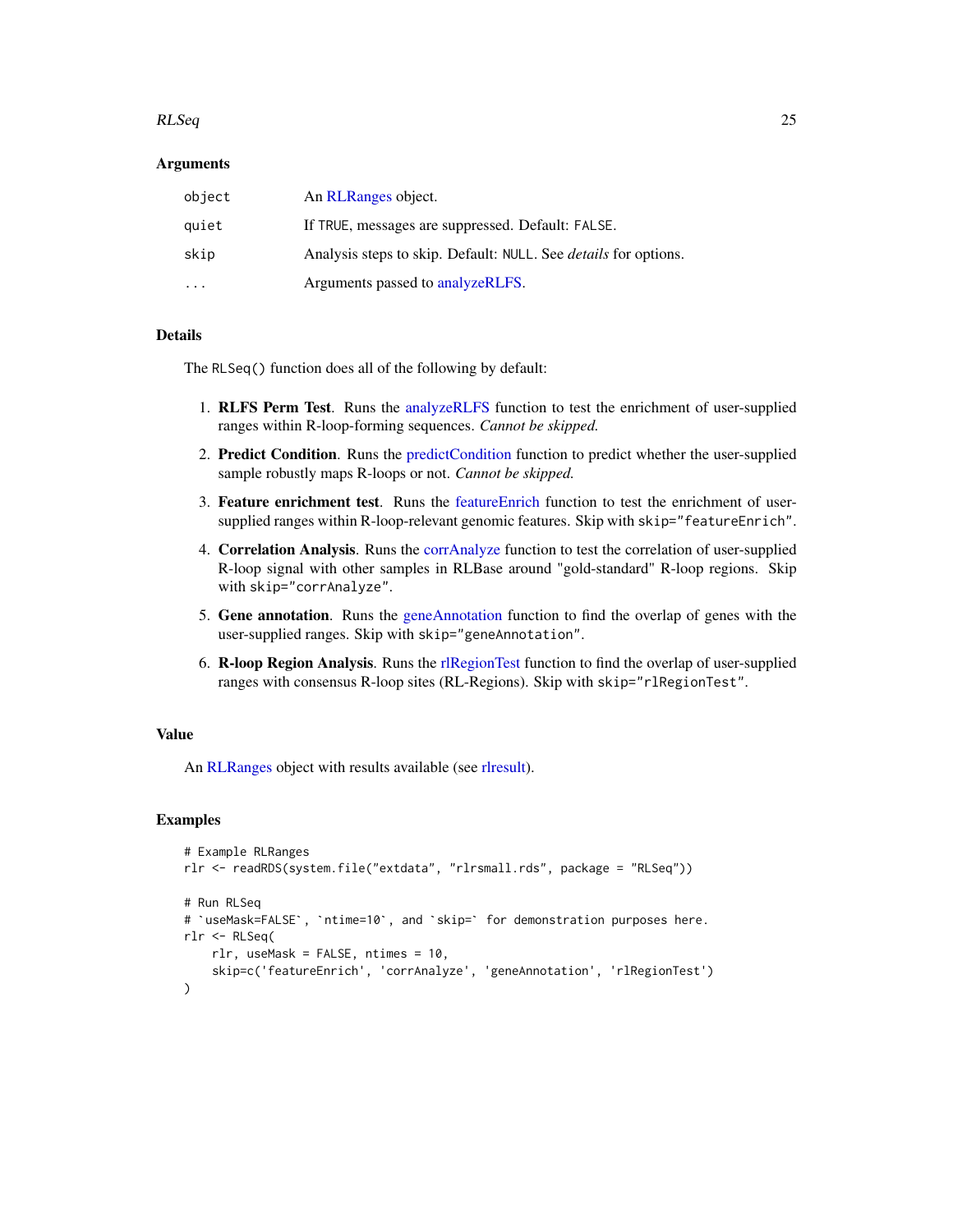### Arguments

| | |
|---|---|
| `object` | An RLRanges object. |
| `quiet` | If `TRUE`, messages are suppressed. Default: `FALSE`. |
| `skip` | Analysis steps to skip. Default: `NULL`. See *details* for options. |
| `...` | Arguments passed to analyzeRLFS. |

### Details

The `RLSeq()` function does all of the following by default:

1. **RLFS Perm Test**. Runs the analyzeRLFS function to test the enrichment of user-supplied ranges within R-loop-forming sequences. *Cannot be skipped.*
2. **Predict Condition**. Runs the predictCondition function to predict whether the user-supplied sample robustly maps R-loops or not. *Cannot be skipped.*
3. **Feature enrichment test**. Runs the featureEnrich function to test the enrichment of user-supplied ranges within R-loop-relevant genomic features. Skip with `skip="featureEnrich"`.
4. **Correlation Analysis**. Runs the corrAnalyze function to test the correlation of user-supplied R-loop signal with other samples in RLBase around "gold-standard" R-loop regions. Skip with `skip="corrAnalyze"`.
5. **Gene annotation**. Runs the geneAnnotation function to find the overlap of genes with the user-supplied ranges. Skip with `skip="geneAnnotation"`.
6. **R-loop Region Analysis**. Runs the rlRegionTest function to find the overlap of user-supplied ranges with consensus R-loop sites (RL-Regions). Skip with `skip="rlRegionTest"`.

### Value

An RLRanges object with results available (see rlresult).

### Examples

```
# Example RLRanges
rlr <- readRDS(system.file("extdata", "rlrsmall.rds", package = "RLSeq"))

# Run RLSeq
# `useMask=FALSE`, `ntime=10`, and `skip=` for demonstration purposes here.
rlr <- RLSeq(
    rlr, useMask = FALSE, ntimes = 10,
    skip=c('featureEnrich', 'corrAnalyze', 'geneAnnotation', 'rlRegionTest')
)
```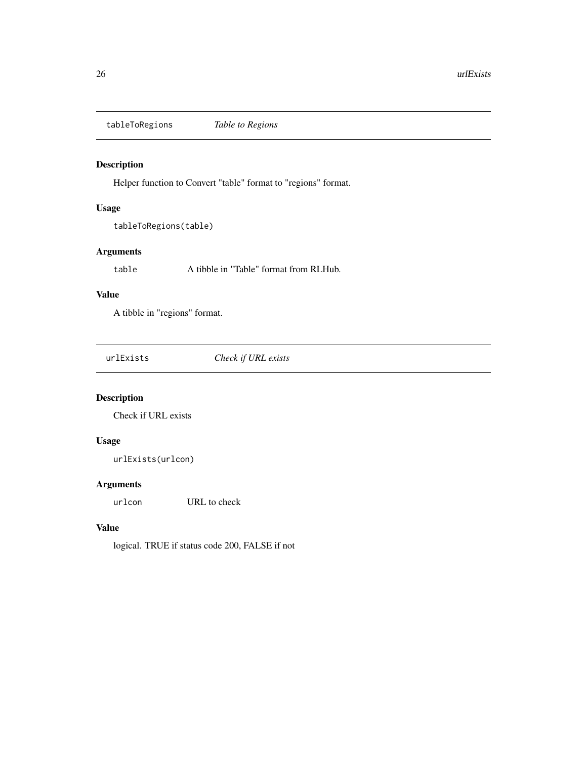## tableToRegions *Table to Regions*

### Description

Helper function to Convert "table" format to "regions" format.

### Usage

```
tableToRegions(table)
```

### Arguments

| | |
|---|---|
| `table` | A tibble in "Table" format from RLHub. |

### Value

A tibble in "regions" format.

## urlExists *Check if URL exists*

### Description

Check if URL exists

### Usage

```
urlExists(urlcon)
```

### Arguments

| | |
|---|---|
| `urlcon` | URL to check |

### Value

logical. TRUE if status code 200, FALSE if not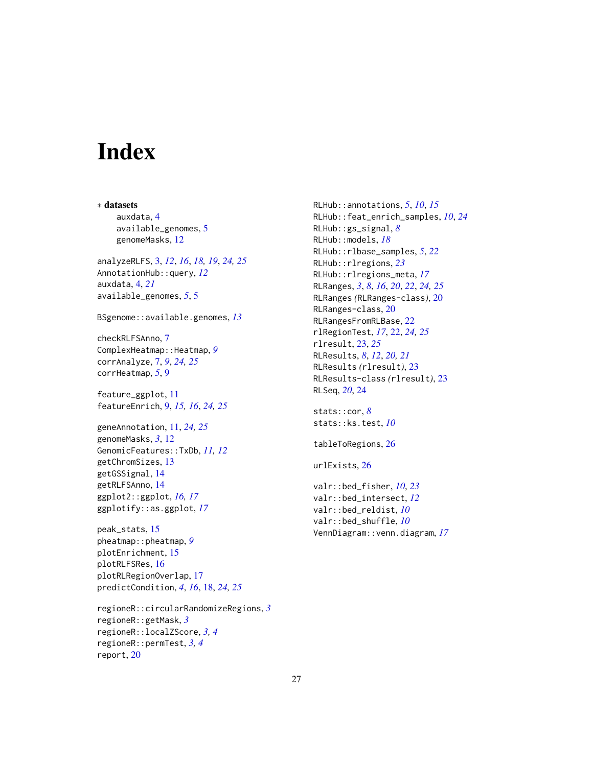# Index

∗ **datasets**
- auxdata, 4
- available_genomes, 5
- genomeMasks, 12

analyzeRLFS, 3, *12*, *16*, *18, 19*, *24, 25*
AnnotationHub::query, *12*
auxdata, 4, *21*
available_genomes, *5*, 5

BSgenome::available.genomes, *13*

checkRLFSAnno, 7
ComplexHeatmap::Heatmap, *9*
corrAnalyze, 7, *9*, *24, 25*
corrHeatmap, *5*, 9

feature_ggplot, 11
featureEnrich, 9, *15, 16*, *24, 25*

geneAnnotation, 11, *24, 25*
genomeMasks, *3*, 12
GenomicFeatures::TxDb, *11, 12*
getChromSizes, 13
getGSSignal, 14
getRLFSAnno, 14
ggplot2::ggplot, *16, 17*
ggplotify::as.ggplot, *17*

peak_stats, 15
pheatmap::pheatmap, *9*
plotEnrichment, 15
plotRLFSRes, 16
plotRLRegionOverlap, 17
predictCondition, *4*, *16*, 18, *24, 25*

regioneR::circularRandomizeRegions, *3*
regioneR::getMask, *3*
regioneR::localZScore, *3, 4*
regioneR::permTest, *3, 4*
report, 20

RLHub::annotations, *5*, *10*, *15*
RLHub::feat_enrich_samples, *10*, *24*
RLHub::gs_signal, *8*
RLHub::models, *18*
RLHub::rlbase_samples, *5*, *22*
RLHub::rlregions, *23*
RLHub::rlregions_meta, *17*
RLRanges, *3*, *8*, *16*, *20*, *22*, *24, 25*
RLRanges *(*RLRanges-class*)*, 20
RLRanges-class, 20
RLRangesFromRLBase, 22
rlRegionTest, *17*, 22, *24, 25*
rlresult, 23, *25*
RLResults, *8*, *12*, *20, 21*
RLResults *(*rlresult*)*, 23
RLResults-class *(*rlresult*)*, 23
RLSeq, *20*, 24

stats::cor, *8*
stats::ks.test, *10*

tableToRegions, 26

urlExists, 26

valr::bed_fisher, *10*, *23*
valr::bed_intersect, *12*
valr::bed_reldist, *10*
valr::bed_shuffle, *10*
VennDiagram::venn.diagram, *17*